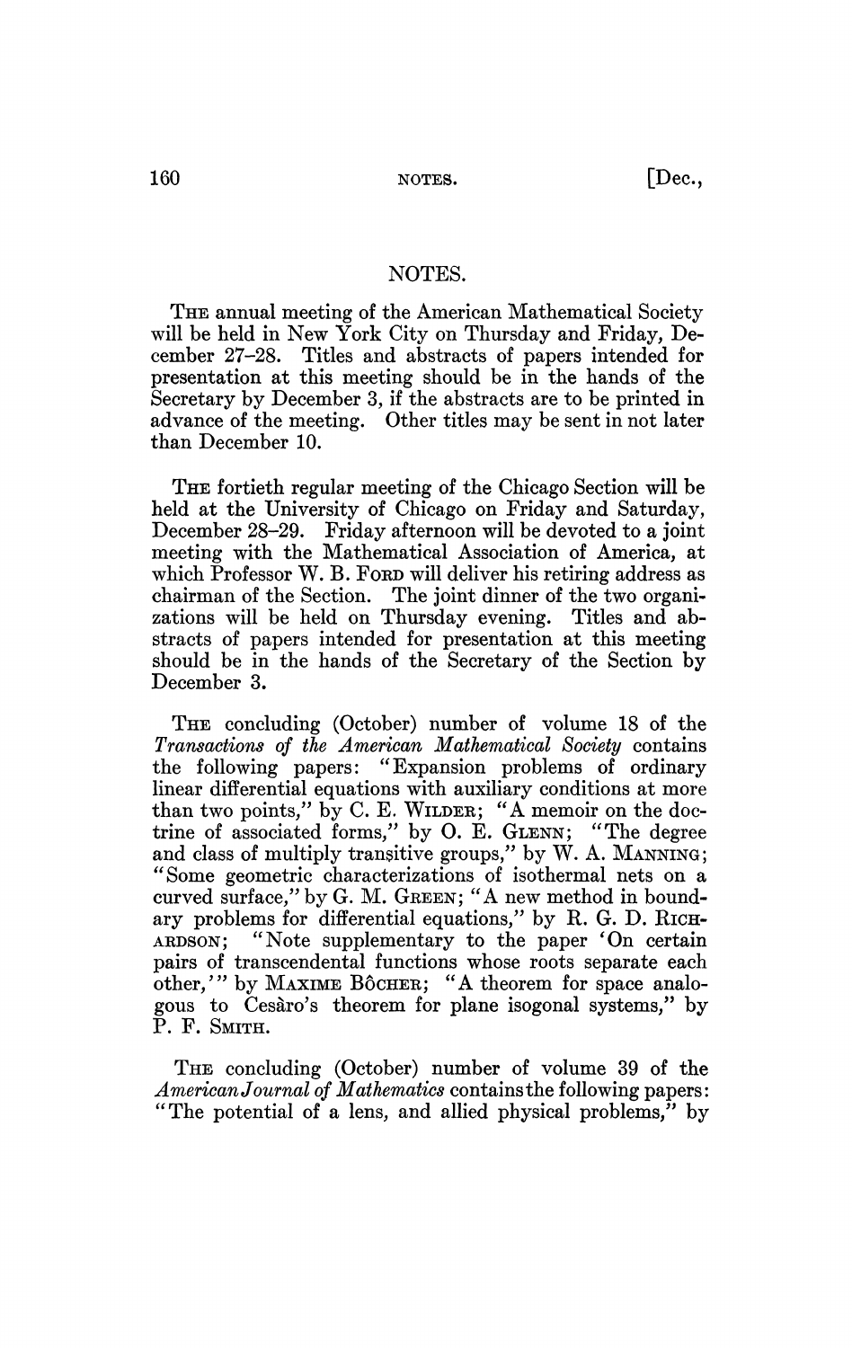# NOTES.

THE annual meeting of the American Mathematical Society will be held in New York City on Thursday and Friday, December 27–28. Titles and abstracts of papers intended for presentation at this meeting should be in the hands of the Secretary by December 3, if the abstracts are to be printed in advance of the meeting. Other titles may be sent in not later than December 10.

THE fortieth regular meeting of the Chicago Section will be held at the University of Chicago on Friday and Saturday, December 28–29. Friday afternoon will be devoted to a joint meeting with the Mathematical Association of America, at which Professor W. B. FORD will deliver his retiring address as chairman of the Section. The joint dinner of the two organizations will be held on Thursday evening. Titles and abstracts of papers intended for presentation at this meeting should be in the hands of the Secretary of the Section by December 3.

THE concluding (October) number of volume 18 of the *Transactions of the American Mathematical Society* contains the following papers: "Expansion problems of ordinary linear differential equations with auxiliary conditions at more than two points," by C. E. WILDER; "A memoir on the doctrine of associated forms," by O. E. GLENN; "The degree and class of multiply transitive groups," by W. A. MANNING; "Some geometric characterizations of isothermal nets on a curved surface," by G. M. GREEN; "A new method in boundary problems for differential equations," by R. G. D. RICHARDSON; "Note supplementary to the paper 'On certain pairs of transcendental functions whose roots separate each other,'" by MAXIME BÔCHER; "A theorem for space analogous to Cesàro's theorem for plane isogonal systems," by P. F. SMITH.

THE concluding (October) number of volume 39 of the *American Journal of Mathematics* contains the following papers: "The potential of a lens, and allied physical problems," by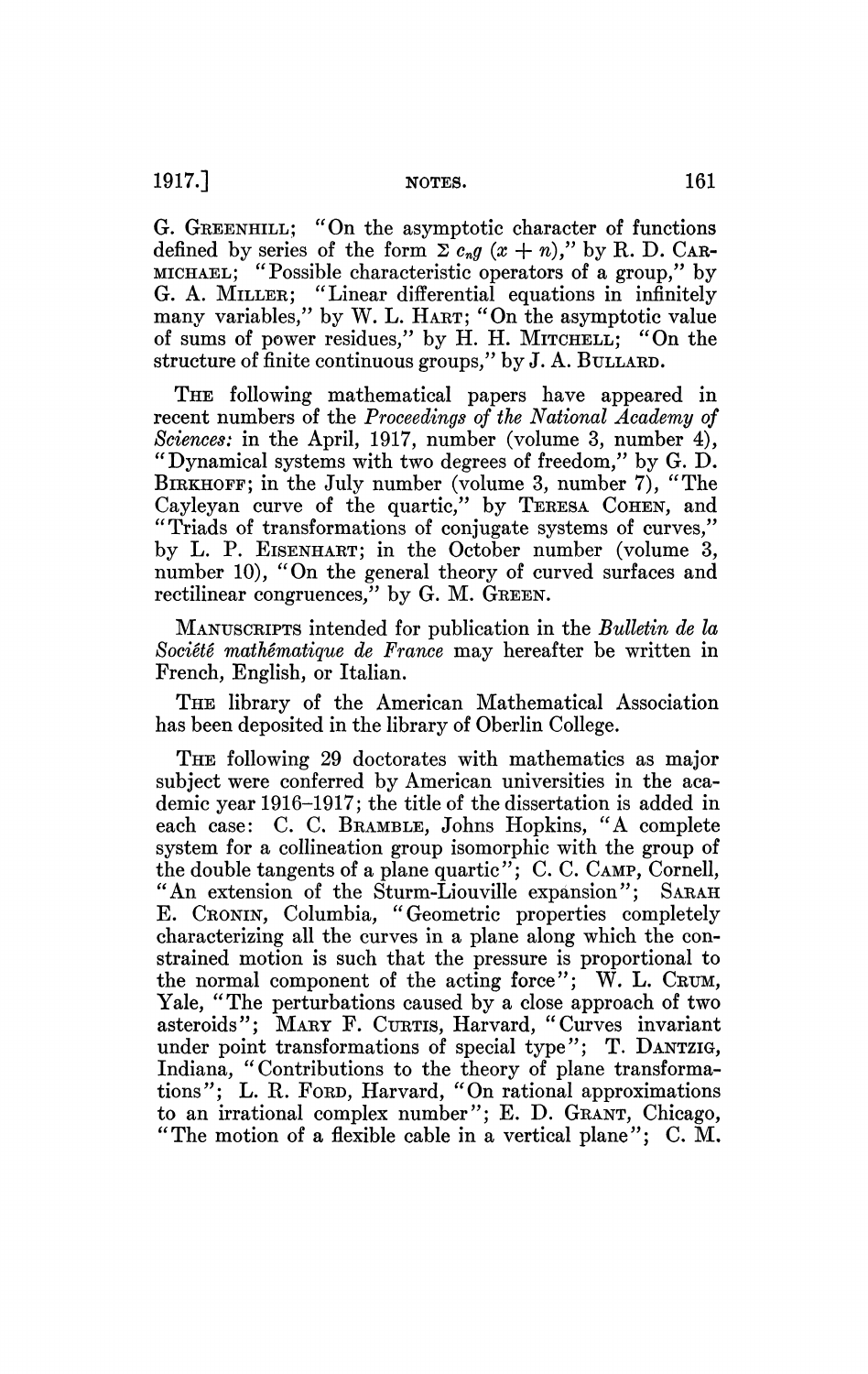G. GREENHILL; "On the asymptotic character of functions defined by series of the form $\Sigma\, c_n g\,(x + n)$," by R. D. CARMICHAEL; "Possible characteristic operators of a group," by G. A. MILLER; "Linear differential equations in infinitely many variables," by W. L. HART; "On the asymptotic value of sums of power residues," by H. H. MITCHELL; "On the structure of finite continuous groups," by J. A. BULLARD.

THE following mathematical papers have appeared in recent numbers of the *Proceedings of the National Academy of Sciences:* in the April, 1917, number (volume 3, number 4), "Dynamical systems with two degrees of freedom," by G. D. BIRKHOFF; in the July number (volume 3, number 7), "The Cayleyan curve of the quartic," by TERESA COHEN, and "Triads of transformations of conjugate systems of curves," by L. P. EISENHART; in the October number (volume 3, number 10), "On the general theory of curved surfaces and rectilinear congruences," by G. M. GREEN.

MANUSCRIPTS intended for publication in the *Bulletin de la Société mathématique de France* may hereafter be written in French, English, or Italian.

THE library of the American Mathematical Association has been deposited in the library of Oberlin College.

THE following 29 doctorates with mathematics as major subject were conferred by American universities in the academic year 1916–1917; the title of the dissertation is added in each case: C. C. BRAMBLE, Johns Hopkins, "A complete system for a collineation group isomorphic with the group of the double tangents of a plane quartic"; C. C. CAMP, Cornell, "An extension of the Sturm-Liouville expansion"; SARAH E. CRONIN, Columbia, "Geometric properties completely characterizing all the curves in a plane along which the constrained motion is such that the pressure is proportional to the normal component of the acting force"; W. L. CRUM, Yale, "The perturbations caused by a close approach of two asteroids"; MARY F. CURTIS, Harvard, "Curves invariant under point transformations of special type"; T. DANTZIG, Indiana, "Contributions to the theory of plane transformations"; L. R. FORD, Harvard, "On rational approximations to an irrational complex number"; E. D. GRANT, Chicago, "The motion of a flexible cable in a vertical plane"; C. M.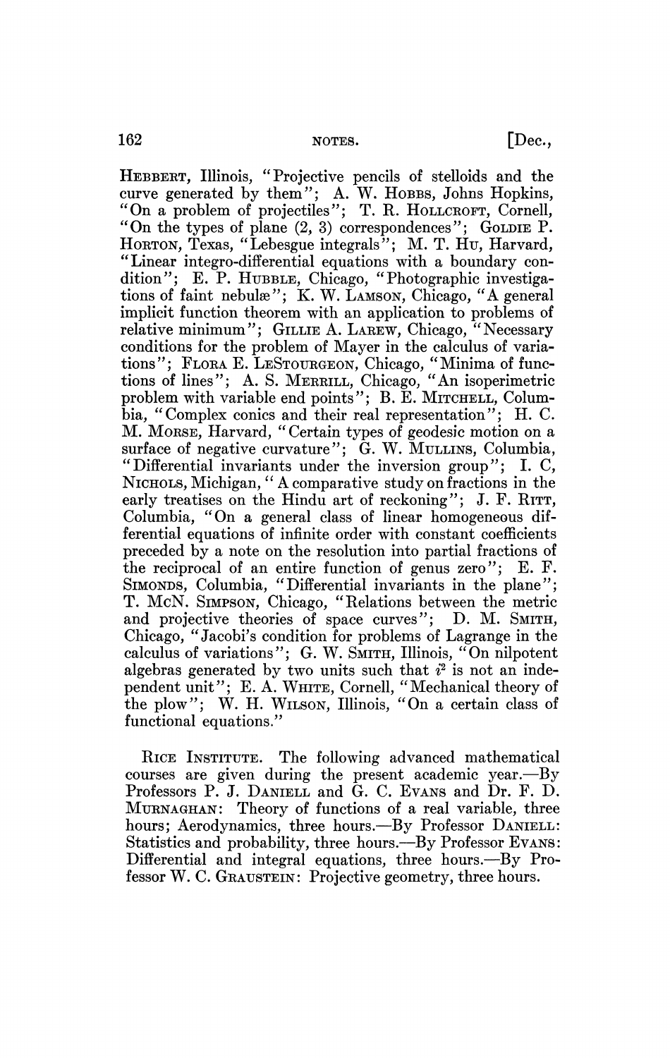HEBBERT, Illinois, "Projective pencils of stelloids and the curve generated by them"; A. W. HOBBS, Johns Hopkins, "On a problem of projectiles"; T. R. HOLLCROFT, Cornell, "On the types of plane (2, 3) correspondences"; GOLDIE P. HORTON, Texas, "Lebesgue integrals"; M. T. HU, Harvard, "Linear integro-differential equations with a boundary condition"; E. P. HUBBLE, Chicago, "Photographic investigations of faint nebulæ"; K. W. LAMSON, Chicago, "A general implicit function theorem with an application to problems of relative minimum"; GILLIE A. LAREW, Chicago, "Necessary conditions for the problem of Mayer in the calculus of variations"; FLORA E. LESTOURGEON, Chicago, "Minima of functions of lines"; A. S. MERRILL, Chicago, "An isoperimetric problem with variable end points"; B. E. MITCHELL, Columbia, "Complex conics and their real representation"; H. C. M. MORSE, Harvard, "Certain types of geodesic motion on a surface of negative curvature"; G. W. MULLINS, Columbia, "Differential invariants under the inversion group"; I. C, NICHOLS, Michigan, "A comparative study on fractions in the early treatises on the Hindu art of reckoning"; J. F. RITT, Columbia, "On a general class of linear homogeneous differential equations of infinite order with constant coefficients preceded by a note on the resolution into partial fractions of the reciprocal of an entire function of genus zero"; E. F. SIMONDS, Columbia, "Differential invariants in the plane"; T. McN. SIMPSON, Chicago, "Relations between the metric and projective theories of space curves"; D. M. SMITH, Chicago, "Jacobi's condition for problems of Lagrange in the calculus of variations"; G. W. SMITH, Illinois, "On nilpotent algebras generated by two units such that $i^2$ is not an independent unit"; E. A. WHITE, Cornell, "Mechanical theory of the plow"; W. H. WILSON, Illinois, "On a certain class of functional equations."

RICE INSTITUTE. The following advanced mathematical courses are given during the present academic year.—By Professors P. J. DANIELL and G. C. EVANS and Dr. F. D. MURNAGHAN: Theory of functions of a real variable, three hours; Aerodynamics, three hours.—By Professor DANIELL: Statistics and probability, three hours.—By Professor EVANS: Differential and integral equations, three hours.—By Professor W. C. GRAUSTEIN: Projective geometry, three hours.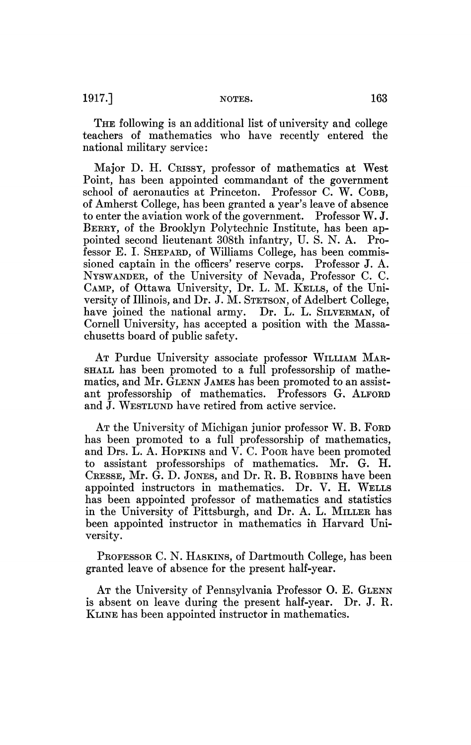THE following is an additional list of university and college teachers of mathematics who have recently entered the national military service:

Major D. H. CRISSY, professor of mathematics at West Point, has been appointed commandant of the government school of aeronautics at Princeton. Professor C. W. COBB, of Amherst College, has been granted a year's leave of absence to enter the aviation work of the government. Professor W. J. BERRY, of the Brooklyn Polytechnic Institute, has been appointed second lieutenant 308th infantry, U. S. N. A. Professor E. I. SHEPARD, of Williams College, has been commissioned captain in the officers' reserve corps. Professor J. A. NYSWANDER, of the University of Nevada, Professor C. C. CAMP, of Ottawa University, Dr. L. M. KELLS, of the University of Illinois, and Dr. J. M. STETSON, of Adelbert College, have joined the national army. Dr. L. L. SILVERMAN, of Cornell University, has accepted a position with the Massachusetts board of public safety.

AT Purdue University associate professor WILLIAM MARSHALL has been promoted to a full professorship of mathematics, and Mr. GLENN JAMES has been promoted to an assistant professorship of mathematics. Professors G. ALFORD and J. WESTLUND have retired from active service.

AT the University of Michigan junior professor W. B. FORD has been promoted to a full professorship of mathematics, and Drs. L. A. HOPKINS and V. C. POOR have been promoted to assistant professorships of mathematics. Mr. G. H. CRESSE, Mr. G. D. JONES, and Dr. R. B. ROBBINS have been appointed instructors in mathematics. Dr. V. H. WELLS has been appointed professor of mathematics and statistics in the University of Pittsburgh, and Dr. A. L. MILLER has been appointed instructor in mathematics in Harvard University.

PROFESSOR C. N. HASKINS, of Dartmouth College, has been granted leave of absence for the present half-year.

AT the University of Pennsylvania Professor O. E. GLENN is absent on leave during the present half-year. Dr. J. R. KLINE has been appointed instructor in mathematics.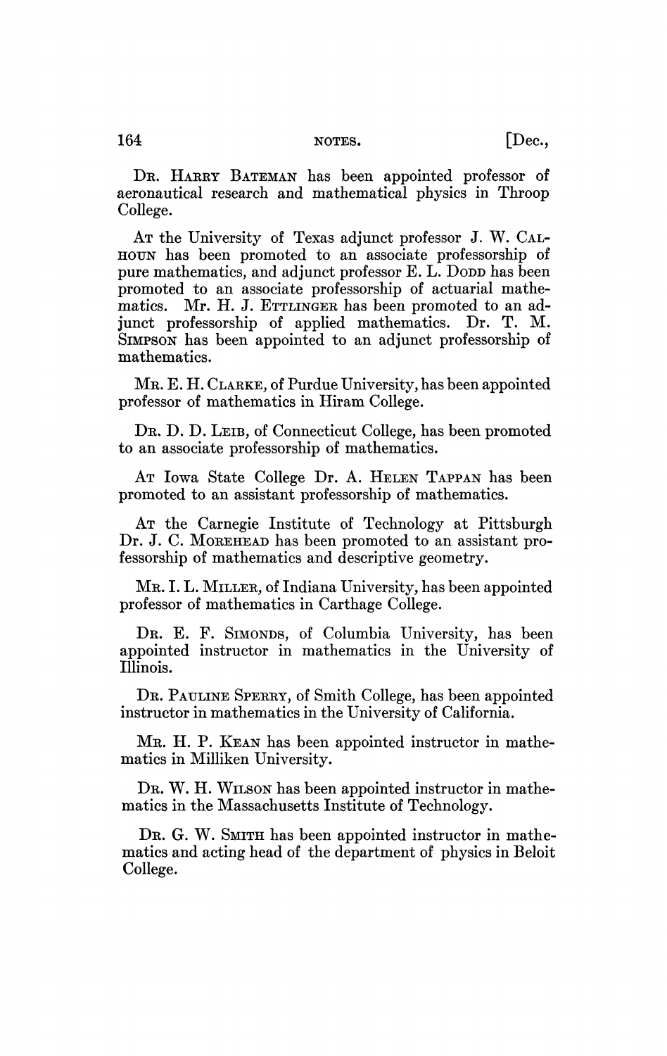Dr. Harry Bateman has been appointed professor of aeronautical research and mathematical physics in Throop College.

At the University of Texas adjunct professor J. W. Calhoun has been promoted to an associate professorship of pure mathematics, and adjunct professor E. L. Dodd has been promoted to an associate professorship of actuarial mathematics. Mr. H. J. Ettlinger has been promoted to an adjunct professorship of applied mathematics. Dr. T. M. Simpson has been appointed to an adjunct professorship of mathematics.

Mr. E. H. Clarke, of Purdue University, has been appointed professor of mathematics in Hiram College.

Dr. D. D. Leib, of Connecticut College, has been promoted to an associate professorship of mathematics.

At Iowa State College Dr. A. Helen Tappan has been promoted to an assistant professorship of mathematics.

At the Carnegie Institute of Technology at Pittsburgh Dr. J. C. Morehead has been promoted to an assistant professorship of mathematics and descriptive geometry.

Mr. I. L. Miller, of Indiana University, has been appointed professor of mathematics in Carthage College.

Dr. E. F. Simonds, of Columbia University, has been appointed instructor in mathematics in the University of Illinois.

Dr. Pauline Sperry, of Smith College, has been appointed instructor in mathematics in the University of California.

Mr. H. P. Kean has been appointed instructor in mathematics in Milliken University.

Dr. W. H. Wilson has been appointed instructor in mathematics in the Massachusetts Institute of Technology.

Dr. G. W. Smith has been appointed instructor in mathematics and acting head of the department of physics in Beloit College.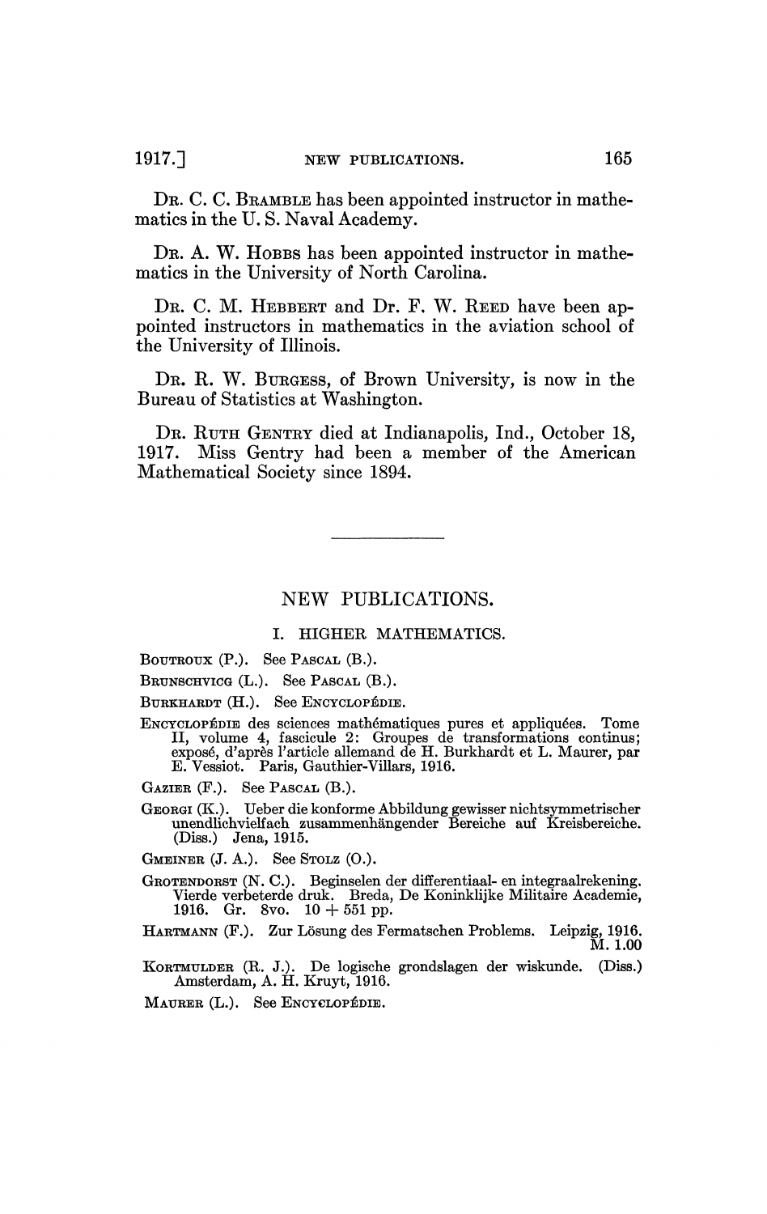Dr. C. C. Bramble has been appointed instructor in mathematics in the U. S. Naval Academy.

Dr. A. W. Hobbs has been appointed instructor in mathematics in the University of North Carolina.

Dr. C. M. Hebbert and Dr. F. W. Reed have been appointed instructors in mathematics in the aviation school of the University of Illinois.

Dr. R. W. Burgess, of Brown University, is now in the Bureau of Statistics at Washington.

Dr. Ruth Gentry died at Indianapolis, Ind., October 18, 1917. Miss Gentry had been a member of the American Mathematical Society since 1894.

---

## NEW PUBLICATIONS.

### I. HIGHER MATHEMATICS.

Boutroux (P.). See Pascal (B.).

Brunschvicg (L.). See Pascal (B.).

Burkhardt (H.). See Encyclopédie.

Encyclopédie des sciences mathématiques pures et appliquées. Tome II, volume 4, fascicule 2: Groupes de transformations continus; exposé, d'après l'article allemand de H. Burkhardt et L. Maurer, par E. Vessiot. Paris, Gauthier-Villars, 1916.

Gazier (F.). See Pascal (B.).

Georgi (K.). Ueber die konforme Abbildung gewisser nichtsymmetrischer unendlichvielfach zusammenhängender Bereiche auf Kreisbereiche. (Diss.) Jena, 1915.

Gmeiner (J. A.). See Stolz (O.).

Grotendorst (N. C.). Beginselen der differentiaal- en integraalrekening. Vierde verbeterde druk. Breda, De Koninklijke Militaire Academie, 1916. Gr. 8vo. 10 + 551 pp.

Hartmann (F.). Zur Lösung des Fermatschen Problems. Leipzig, 1916. M. 1.00

Kortmulder (R. J.). De logische grondslagen der wiskunde. (Diss.) Amsterdam, A. H. Kruyt, 1916.

Maurer (L.). See Encyclopédie.